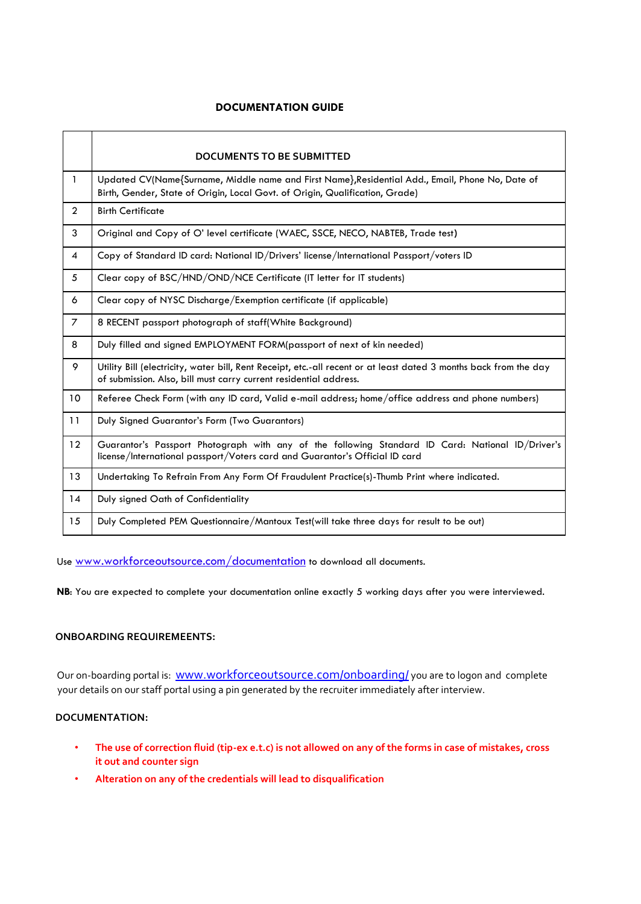# DOCUMENTATION GUIDE

| | DOCUMENTS TO BE SUBMITTED |
|---|---|
| 1 | Updated CV(Name{Surname, Middle name and First Name},Residential Add., Email, Phone No, Date of Birth, Gender, State of Origin, Local Govt. of Origin, Qualification, Grade) |
| 2 | Birth Certificate |
| 3 | Original and Copy of O' level certificate (WAEC, SSCE, NECO, NABTEB, Trade test) |
| 4 | Copy of Standard ID card: National ID/Drivers' license/International Passport/voters ID |
| 5 | Clear copy of BSC/HND/OND/NCE Certificate (IT letter for IT students) |
| 6 | Clear copy of NYSC Discharge/Exemption certificate (if applicable) |
| 7 | 8 RECENT passport photograph of staff(White Background) |
| 8 | Duly filled and signed EMPLOYMENT FORM(passport of next of kin needed) |
| 9 | Utility Bill (electricity, water bill, Rent Receipt, etc.-all recent or at least dated 3 months back from the day of submission. Also, bill must carry current residential address. |
| 10 | Referee Check Form (with any ID card, Valid e-mail address; home/office address and phone numbers) |
| 11 | Duly Signed Guarantor's Form (Two Guarantors) |
| 12 | Guarantor's Passport Photograph with any of the following Standard ID Card: National ID/Driver's license/International passport/Voters card and Guarantor's Official ID card |
| 13 | Undertaking To Refrain From Any Form Of Fraudulent Practice(s)-Thumb Print where indicated. |
| 14 | Duly signed Oath of Confidentiality |
| 15 | Duly Completed PEM Questionnaire/Mantoux Test(will take three days for result to be out) |

Use www.workforceoutsource.com/documentation to download all documents.

**NB**: You are expected to complete your documentation online exactly 5 working days after you were interviewed.

### ONBOARDING REQUIREMEENTS:

Our on-boarding portal is: www.workforceoutsource.com/onboarding/ you are to logon and complete your details on our staff portal using a pin generated by the recruiter immediately after interview.

### DOCUMENTATION:

- **The use of correction fluid (tip-ex e.t.c) is not allowed on any of the forms in case of mistakes, cross it out and counter sign**
- **Alteration on any of the credentials will lead to disqualification**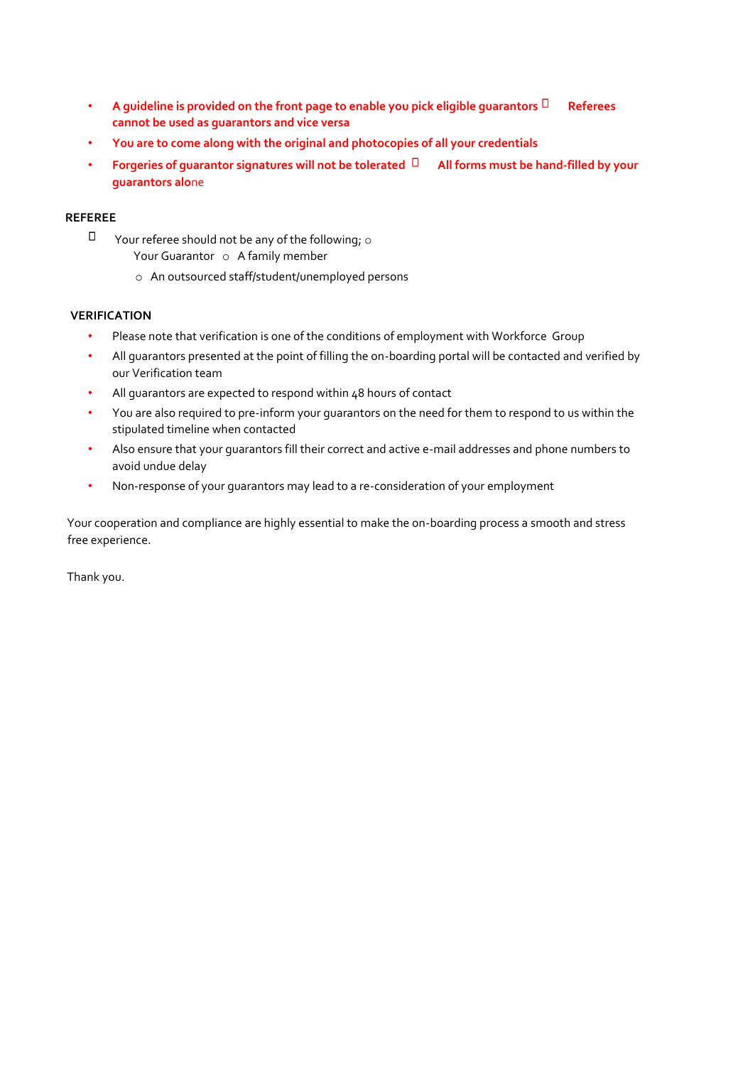- **A guideline is provided on the front page to enable you pick eligible guarantors  Referees cannot be used as guarantors and vice versa**
- **You are to come along with the original and photocopies of all your credentials**
- **Forgeries of guarantor signatures will not be tolerated  All forms must be hand-filled by your guarantors alo**ne

**REFEREE**

- Your referee should not be any of the following;
  - Your Guarantor
  - A family member
  - An outsourced staff/student/unemployed persons

**VERIFICATION**

- Please note that verification is one of the conditions of employment with Workforce Group
- All guarantors presented at the point of filling the on-boarding portal will be contacted and verified by our Verification team
- All guarantors are expected to respond within 48 hours of contact
- You are also required to pre-inform your guarantors on the need for them to respond to us within the stipulated timeline when contacted
- Also ensure that your guarantors fill their correct and active e-mail addresses and phone numbers to avoid undue delay
- Non-response of your guarantors may lead to a re-consideration of your employment

Your cooperation and compliance are highly essential to make the on-boarding process a smooth and stress free experience.

Thank you.